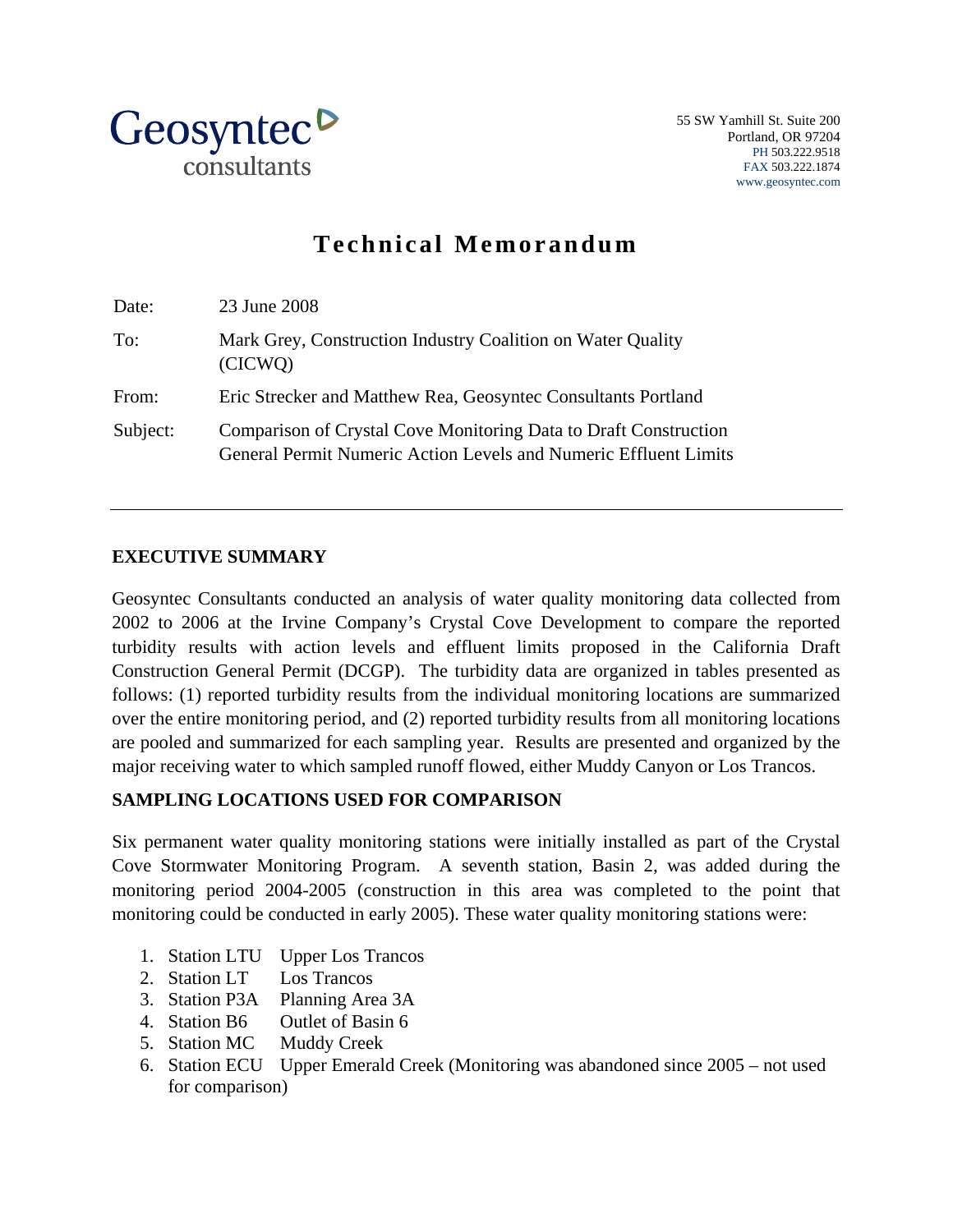Geosyntec consultants

55 SW Yamhill St. Suite 200
Portland, OR 97204
PH 503.222.9518
FAX 503.222.1874
www.geosyntec.com

# Technical Memorandum

Date: 23 June 2008

To: Mark Grey, Construction Industry Coalition on Water Quality (CICWQ)

From: Eric Strecker and Matthew Rea, Geosyntec Consultants Portland

Subject: Comparison of Crystal Cove Monitoring Data to Draft Construction General Permit Numeric Action Levels and Numeric Effluent Limits

---

## EXECUTIVE SUMMARY

Geosyntec Consultants conducted an analysis of water quality monitoring data collected from 2002 to 2006 at the Irvine Company's Crystal Cove Development to compare the reported turbidity results with action levels and effluent limits proposed in the California Draft Construction General Permit (DCGP). The turbidity data are organized in tables presented as follows: (1) reported turbidity results from the individual monitoring locations are summarized over the entire monitoring period, and (2) reported turbidity results from all monitoring locations are pooled and summarized for each sampling year. Results are presented and organized by the major receiving water to which sampled runoff flowed, either Muddy Canyon or Los Trancos.

## SAMPLING LOCATIONS USED FOR COMPARISON

Six permanent water quality monitoring stations were initially installed as part of the Crystal Cove Stormwater Monitoring Program. A seventh station, Basin 2, was added during the monitoring period 2004-2005 (construction in this area was completed to the point that monitoring could be conducted in early 2005). These water quality monitoring stations were:

1. Station LTU Upper Los Trancos
2. Station LT Los Trancos
3. Station P3A Planning Area 3A
4. Station B6 Outlet of Basin 6
5. Station MC Muddy Creek
6. Station ECU Upper Emerald Creek (Monitoring was abandoned since 2005 – not used for comparison)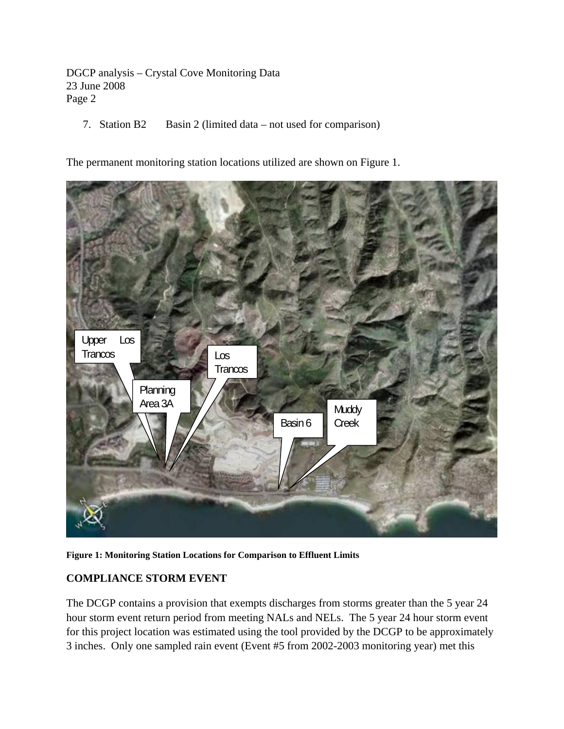7. Station B2  Basin 2 (limited data – not used for comparison)

The permanent monitoring station locations utilized are shown on Figure 1.

**Figure 1: Monitoring Station Locations for Comparison to Effluent Limits**

## COMPLIANCE STORM EVENT

The DCGP contains a provision that exempts discharges from storms greater than the 5 year 24 hour storm event return period from meeting NALs and NELs. The 5 year 24 hour storm event for this project location was estimated using the tool provided by the DCGP to be approximately 3 inches. Only one sampled rain event (Event #5 from 2002-2003 monitoring year) met this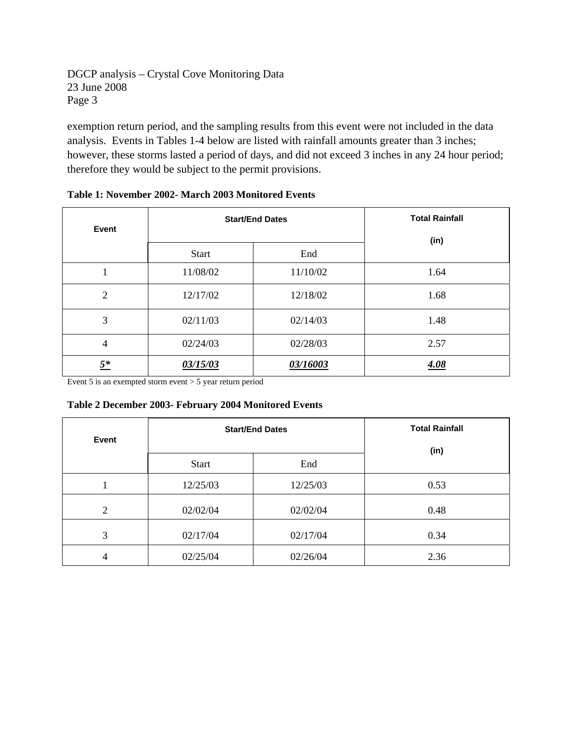exemption return period, and the sampling results from this event were not included in the data analysis. Events in Tables 1-4 below are listed with rainfall amounts greater than 3 inches; however, these storms lasted a period of days, and did not exceed 3 inches in any 24 hour period; therefore they would be subject to the permit provisions.

**Table 1: November 2002- March 2003 Monitored Events**

| Event | Start/End Dates | | Total Rainfall (in) |
|---|---|---|---|
| | Start | End | |
| 1 | 11/08/02 | 11/10/02 | 1.64 |
| 2 | 12/17/02 | 12/18/02 | 1.68 |
| 3 | 02/11/03 | 02/14/03 | 1.48 |
| 4 | 02/24/03 | 02/28/03 | 2.57 |
| ***5**** | ***03/15/03*** | ***03/16003*** | ***4.08*** |

Event 5 is an exempted storm event > 5 year return period

**Table 2 December 2003- February 2004 Monitored Events**

| Event | Start/End Dates | | Total Rainfall (in) |
|---|---|---|---|
| | Start | End | |
| 1 | 12/25/03 | 12/25/03 | 0.53 |
| 2 | 02/02/04 | 02/02/04 | 0.48 |
| 3 | 02/17/04 | 02/17/04 | 0.34 |
| 4 | 02/25/04 | 02/26/04 | 2.36 |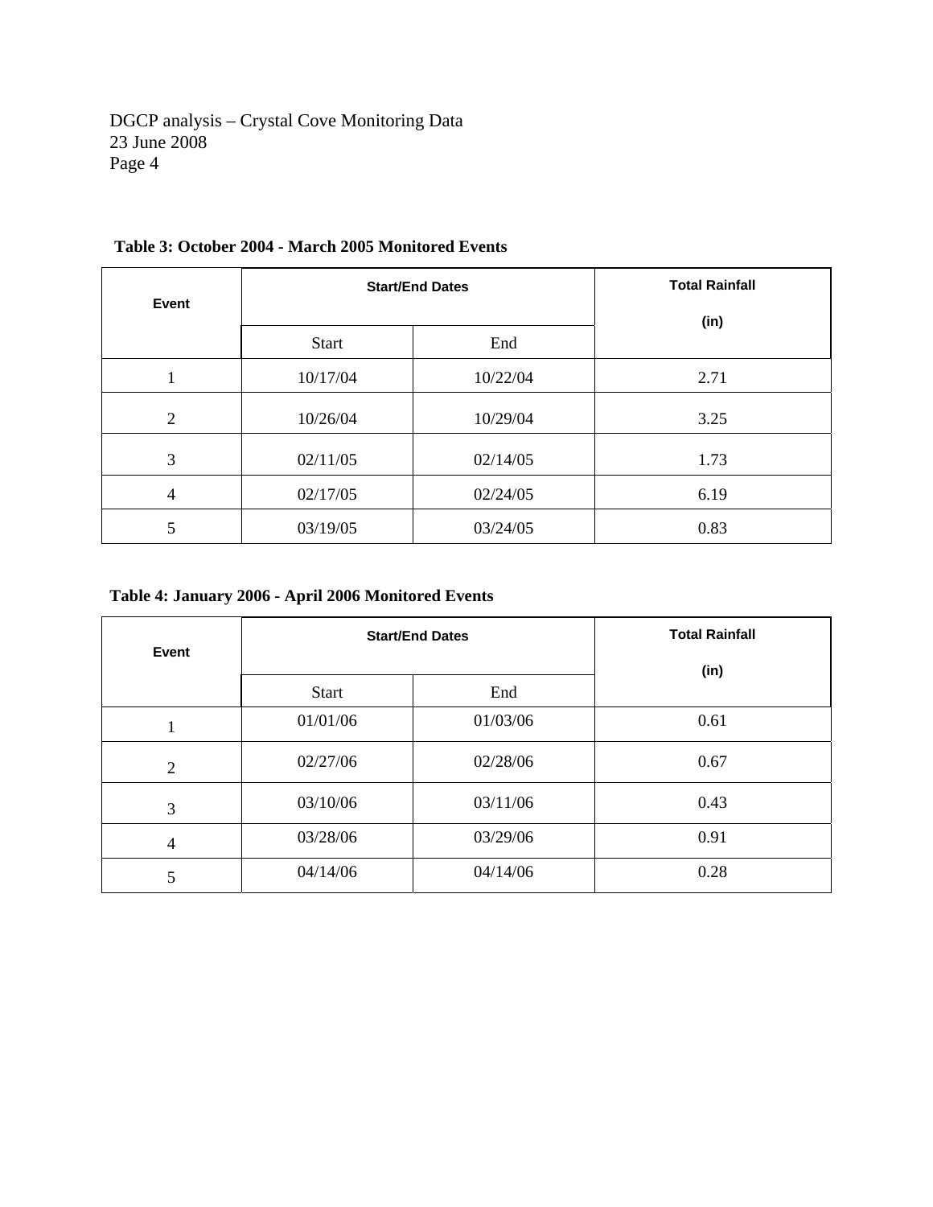**Table 3: October 2004 - March 2005 Monitored Events**

| Event | Start/End Dates | | Total Rainfall (in) |
|---|---|---|---|
| | Start | End | |
| 1 | 10/17/04 | 10/22/04 | 2.71 |
| 2 | 10/26/04 | 10/29/04 | 3.25 |
| 3 | 02/11/05 | 02/14/05 | 1.73 |
| 4 | 02/17/05 | 02/24/05 | 6.19 |
| 5 | 03/19/05 | 03/24/05 | 0.83 |

**Table 4: January 2006 - April 2006 Monitored Events**

| Event | Start/End Dates | | Total Rainfall (in) |
|---|---|---|---|
| | Start | End | |
| 1 | 01/01/06 | 01/03/06 | 0.61 |
| 2 | 02/27/06 | 02/28/06 | 0.67 |
| 3 | 03/10/06 | 03/11/06 | 0.43 |
| 4 | 03/28/06 | 03/29/06 | 0.91 |
| 5 | 04/14/06 | 04/14/06 | 0.28 |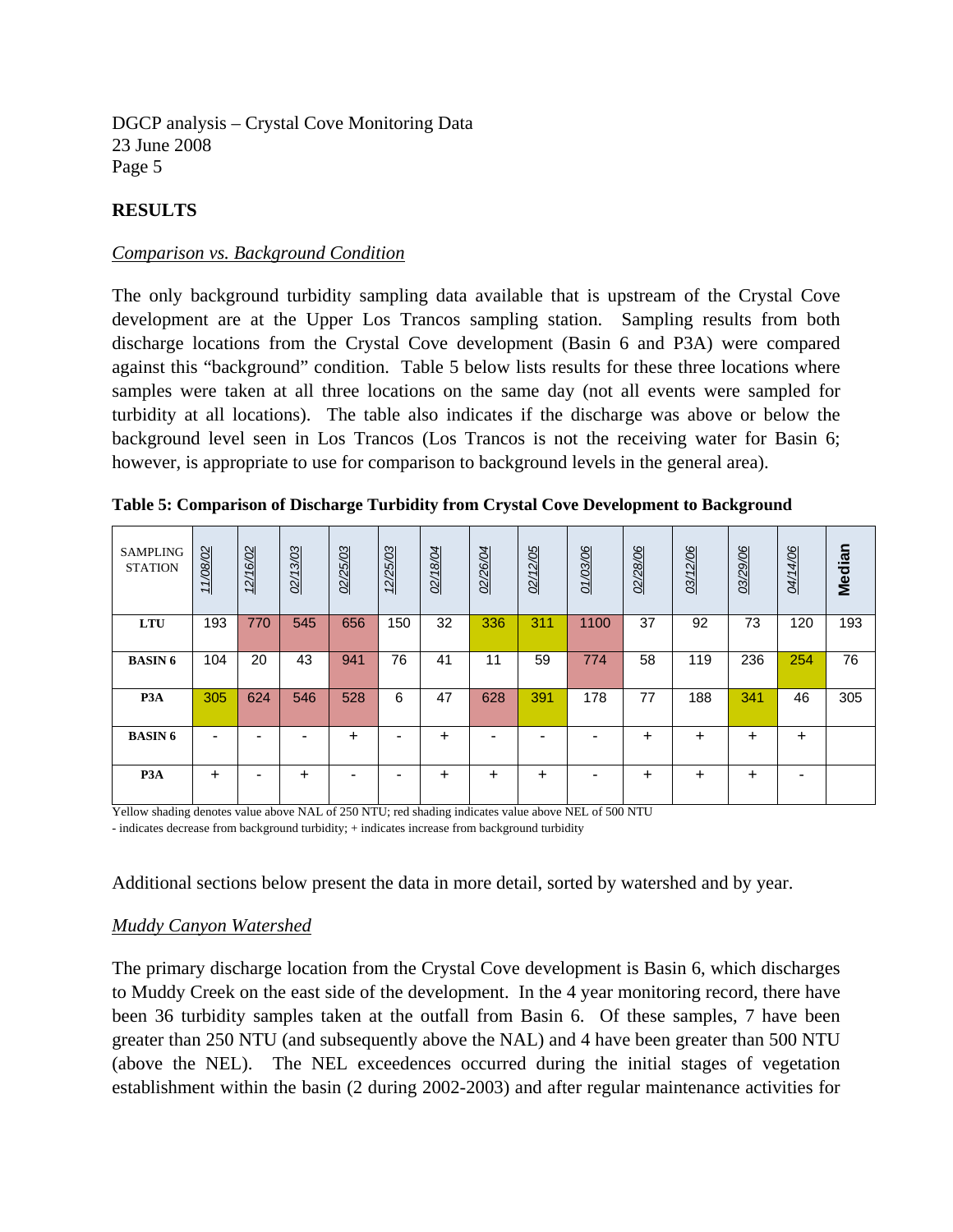## RESULTS

*Comparison vs. Background Condition*

The only background turbidity sampling data available that is upstream of the Crystal Cove development are at the Upper Los Trancos sampling station. Sampling results from both discharge locations from the Crystal Cove development (Basin 6 and P3A) were compared against this "background" condition. Table 5 below lists results for these three locations where samples were taken at all three locations on the same day (not all events were sampled for turbidity at all locations). The table also indicates if the discharge was above or below the background level seen in Los Trancos (Los Trancos is not the receiving water for Basin 6; however, is appropriate to use for comparison to background levels in the general area).

**Table 5: Comparison of Discharge Turbidity from Crystal Cove Development to Background**

| SAMPLING STATION | 11/08/02 | 12/16/02 | 02/13/03 | 02/25/03 | 12/25/03 | 02/18/04 | 02/26/04 | 02/12/05 | 01/03/06 | 02/28/06 | 03/12/06 | 03/29/06 | 04/14/06 | Median |
|---|---|---|---|---|---|---|---|---|---|---|---|---|---|---|
| **LTU** | 193 | 770 | 545 | 656 | 150 | 32 | 336 | 311 | 1100 | 37 | 92 | 73 | 120 | 193 |
| **BASIN 6** | 104 | 20 | 43 | 941 | 76 | 41 | 11 | 59 | 774 | 58 | 119 | 236 | 254 | 76 |
| **P3A** | 305 | 624 | 546 | 528 | 6 | 47 | 628 | 391 | 178 | 77 | 188 | 341 | 46 | 305 |
| **BASIN 6** | - | - | - | + | - | + | - | - | - | + | + | + | + | |
| **P3A** | + | - | + | - | - | + | + | + | - | + | + | + | - | |

Yellow shading denotes value above NAL of 250 NTU; red shading indicates value above NEL of 500 NTU

- indicates decrease from background turbidity; + indicates increase from background turbidity

Additional sections below present the data in more detail, sorted by watershed and by year.

*Muddy Canyon Watershed*

The primary discharge location from the Crystal Cove development is Basin 6, which discharges to Muddy Creek on the east side of the development. In the 4 year monitoring record, there have been 36 turbidity samples taken at the outfall from Basin 6. Of these samples, 7 have been greater than 250 NTU (and subsequently above the NAL) and 4 have been greater than 500 NTU (above the NEL). The NEL exceedences occurred during the initial stages of vegetation establishment within the basin (2 during 2002-2003) and after regular maintenance activities for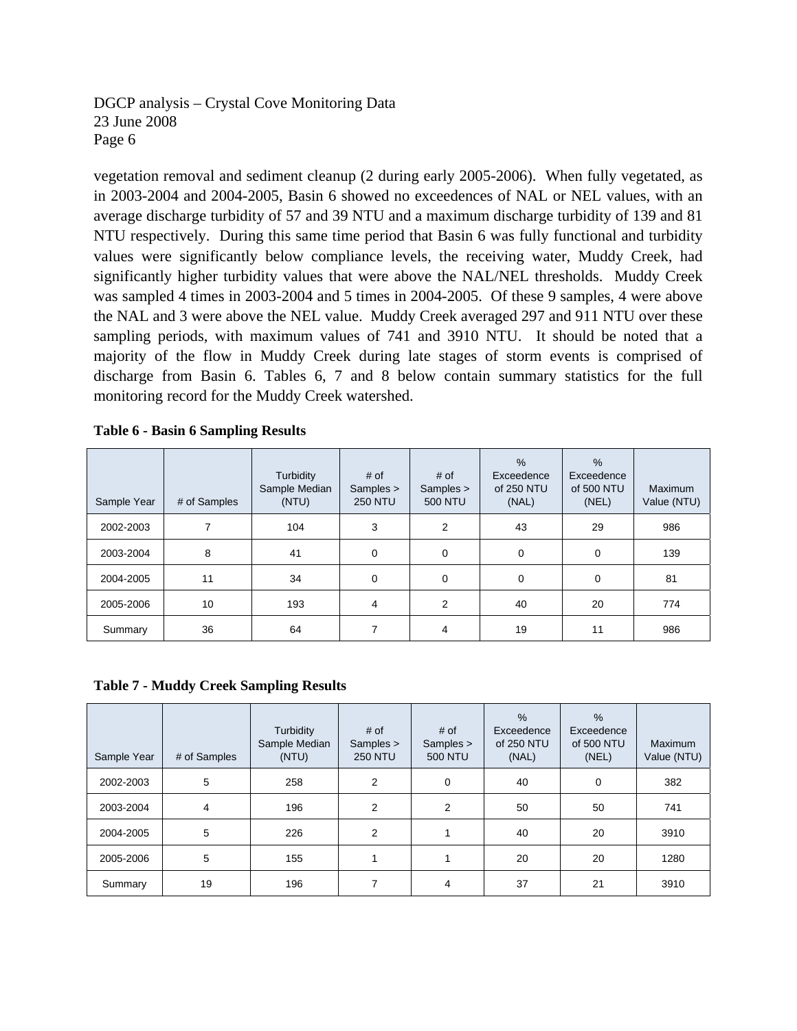vegetation removal and sediment cleanup (2 during early 2005-2006). When fully vegetated, as in 2003-2004 and 2004-2005, Basin 6 showed no exceedences of NAL or NEL values, with an average discharge turbidity of 57 and 39 NTU and a maximum discharge turbidity of 139 and 81 NTU respectively. During this same time period that Basin 6 was fully functional and turbidity values were significantly below compliance levels, the receiving water, Muddy Creek, had significantly higher turbidity values that were above the NAL/NEL thresholds. Muddy Creek was sampled 4 times in 2003-2004 and 5 times in 2004-2005. Of these 9 samples, 4 were above the NAL and 3 were above the NEL value. Muddy Creek averaged 297 and 911 NTU over these sampling periods, with maximum values of 741 and 3910 NTU. It should be noted that a majority of the flow in Muddy Creek during late stages of storm events is comprised of discharge from Basin 6. Tables 6, 7 and 8 below contain summary statistics for the full monitoring record for the Muddy Creek watershed.

**Table 6 - Basin 6 Sampling Results**

| Sample Year | # of Samples | Turbidity Sample Median (NTU) | # of Samples > 250 NTU | # of Samples > 500 NTU | % Exceedence of 250 NTU (NAL) | % Exceedence of 500 NTU (NEL) | Maximum Value (NTU) |
|---|---|---|---|---|---|---|---|
| 2002-2003 | 7 | 104 | 3 | 2 | 43 | 29 | 986 |
| 2003-2004 | 8 | 41 | 0 | 0 | 0 | 0 | 139 |
| 2004-2005 | 11 | 34 | 0 | 0 | 0 | 0 | 81 |
| 2005-2006 | 10 | 193 | 4 | 2 | 40 | 20 | 774 |
| Summary | 36 | 64 | 7 | 4 | 19 | 11 | 986 |

**Table 7 - Muddy Creek Sampling Results**

| Sample Year | # of Samples | Turbidity Sample Median (NTU) | # of Samples > 250 NTU | # of Samples > 500 NTU | % Exceedence of 250 NTU (NAL) | % Exceedence of 500 NTU (NEL) | Maximum Value (NTU) |
|---|---|---|---|---|---|---|---|
| 2002-2003 | 5 | 258 | 2 | 0 | 40 | 0 | 382 |
| 2003-2004 | 4 | 196 | 2 | 2 | 50 | 50 | 741 |
| 2004-2005 | 5 | 226 | 2 | 1 | 40 | 20 | 3910 |
| 2005-2006 | 5 | 155 | 1 | 1 | 20 | 20 | 1280 |
| Summary | 19 | 196 | 7 | 4 | 37 | 21 | 3910 |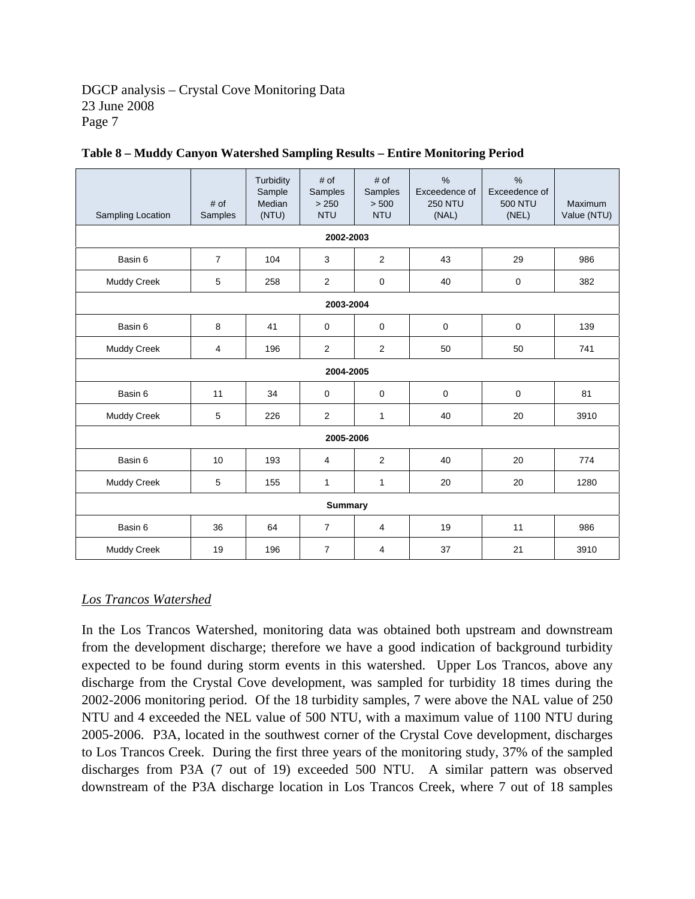**Table 8 – Muddy Canyon Watershed Sampling Results – Entire Monitoring Period**

| Sampling Location | # of Samples | Turbidity Sample Median (NTU) | # of Samples > 250 NTU | # of Samples > 500 NTU | % Exceedence of 250 NTU (NAL) | % Exceedence of 500 NTU (NEL) | Maximum Value (NTU) |
|---|---|---|---|---|---|---|---|
| **2002-2003** | | | | | | | |
| Basin 6 | 7 | 104 | 3 | 2 | 43 | 29 | 986 |
| Muddy Creek | 5 | 258 | 2 | 0 | 40 | 0 | 382 |
| **2003-2004** | | | | | | | |
| Basin 6 | 8 | 41 | 0 | 0 | 0 | 0 | 139 |
| Muddy Creek | 4 | 196 | 2 | 2 | 50 | 50 | 741 |
| **2004-2005** | | | | | | | |
| Basin 6 | 11 | 34 | 0 | 0 | 0 | 0 | 81 |
| Muddy Creek | 5 | 226 | 2 | 1 | 40 | 20 | 3910 |
| **2005-2006** | | | | | | | |
| Basin 6 | 10 | 193 | 4 | 2 | 40 | 20 | 774 |
| Muddy Creek | 5 | 155 | 1 | 1 | 20 | 20 | 1280 |
| **Summary** | | | | | | | |
| Basin 6 | 36 | 64 | 7 | 4 | 19 | 11 | 986 |
| Muddy Creek | 19 | 196 | 7 | 4 | 37 | 21 | 3910 |

*Los Trancos Watershed*

In the Los Trancos Watershed, monitoring data was obtained both upstream and downstream from the development discharge; therefore we have a good indication of background turbidity expected to be found during storm events in this watershed. Upper Los Trancos, above any discharge from the Crystal Cove development, was sampled for turbidity 18 times during the 2002-2006 monitoring period. Of the 18 turbidity samples, 7 were above the NAL value of 250 NTU and 4 exceeded the NEL value of 500 NTU, with a maximum value of 1100 NTU during 2005-2006. P3A, located in the southwest corner of the Crystal Cove development, discharges to Los Trancos Creek. During the first three years of the monitoring study, 37% of the sampled discharges from P3A (7 out of 19) exceeded 500 NTU. A similar pattern was observed downstream of the P3A discharge location in Los Trancos Creek, where 7 out of 18 samples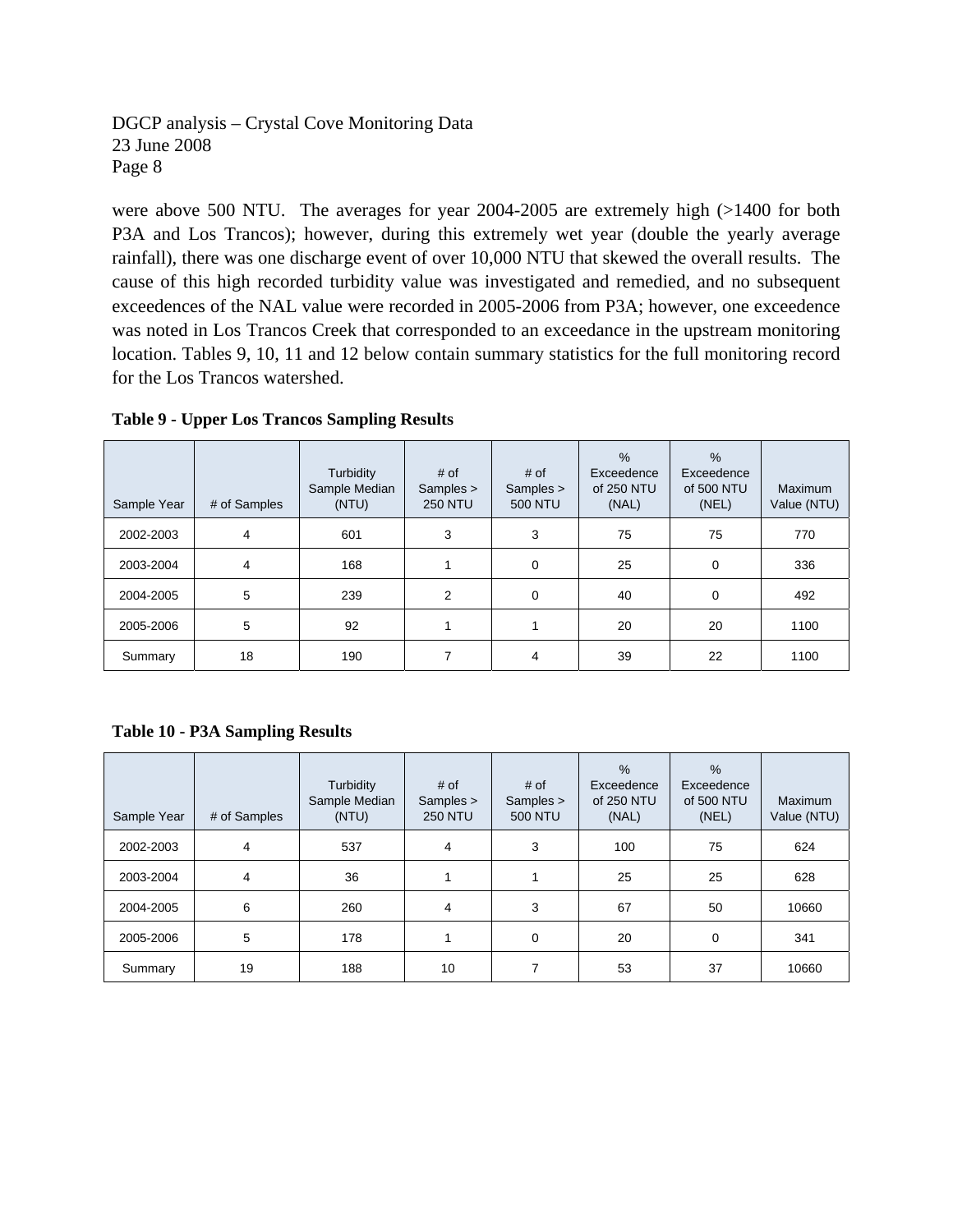were above 500 NTU. The averages for year 2004-2005 are extremely high (>1400 for both P3A and Los Trancos); however, during this extremely wet year (double the yearly average rainfall), there was one discharge event of over 10,000 NTU that skewed the overall results. The cause of this high recorded turbidity value was investigated and remedied, and no subsequent exceedences of the NAL value were recorded in 2005-2006 from P3A; however, one exceedence was noted in Los Trancos Creek that corresponded to an exceedance in the upstream monitoring location. Tables 9, 10, 11 and 12 below contain summary statistics for the full monitoring record for the Los Trancos watershed.

**Table 9 - Upper Los Trancos Sampling Results**

| Sample Year | # of Samples | Turbidity Sample Median (NTU) | # of Samples > 250 NTU | # of Samples > 500 NTU | % Exceedence of 250 NTU (NAL) | % Exceedence of 500 NTU (NEL) | Maximum Value (NTU) |
|---|---|---|---|---|---|---|---|
| 2002-2003 | 4 | 601 | 3 | 3 | 75 | 75 | 770 |
| 2003-2004 | 4 | 168 | 1 | 0 | 25 | 0 | 336 |
| 2004-2005 | 5 | 239 | 2 | 0 | 40 | 0 | 492 |
| 2005-2006 | 5 | 92 | 1 | 1 | 20 | 20 | 1100 |
| Summary | 18 | 190 | 7 | 4 | 39 | 22 | 1100 |

**Table 10 - P3A Sampling Results**

| Sample Year | # of Samples | Turbidity Sample Median (NTU) | # of Samples > 250 NTU | # of Samples > 500 NTU | % Exceedence of 250 NTU (NAL) | % Exceedence of 500 NTU (NEL) | Maximum Value (NTU) |
|---|---|---|---|---|---|---|---|
| 2002-2003 | 4 | 537 | 4 | 3 | 100 | 75 | 624 |
| 2003-2004 | 4 | 36 | 1 | 1 | 25 | 25 | 628 |
| 2004-2005 | 6 | 260 | 4 | 3 | 67 | 50 | 10660 |
| 2005-2006 | 5 | 178 | 1 | 0 | 20 | 0 | 341 |
| Summary | 19 | 188 | 10 | 7 | 53 | 37 | 10660 |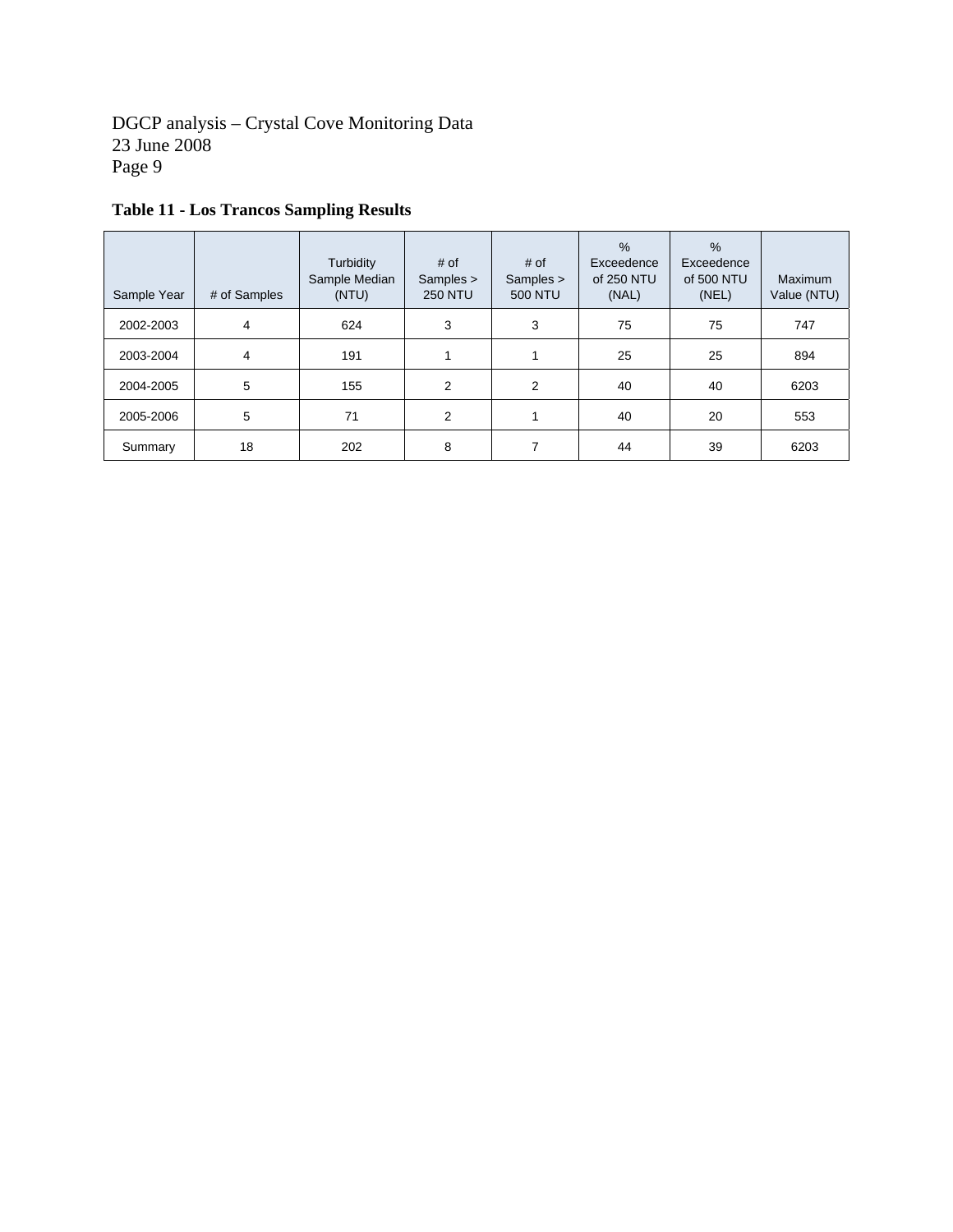**Table 11 - Los Trancos Sampling Results**

| Sample Year | # of Samples | Turbidity Sample Median (NTU) | # of Samples > 250 NTU | # of Samples > 500 NTU | % Exceedence of 250 NTU (NAL) | % Exceedence of 500 NTU (NEL) | Maximum Value (NTU) |
|---|---|---|---|---|---|---|---|
| 2002-2003 | 4 | 624 | 3 | 3 | 75 | 75 | 747 |
| 2003-2004 | 4 | 191 | 1 | 1 | 25 | 25 | 894 |
| 2004-2005 | 5 | 155 | 2 | 2 | 40 | 40 | 6203 |
| 2005-2006 | 5 | 71 | 2 | 1 | 40 | 20 | 553 |
| Summary | 18 | 202 | 8 | 7 | 44 | 39 | 6203 |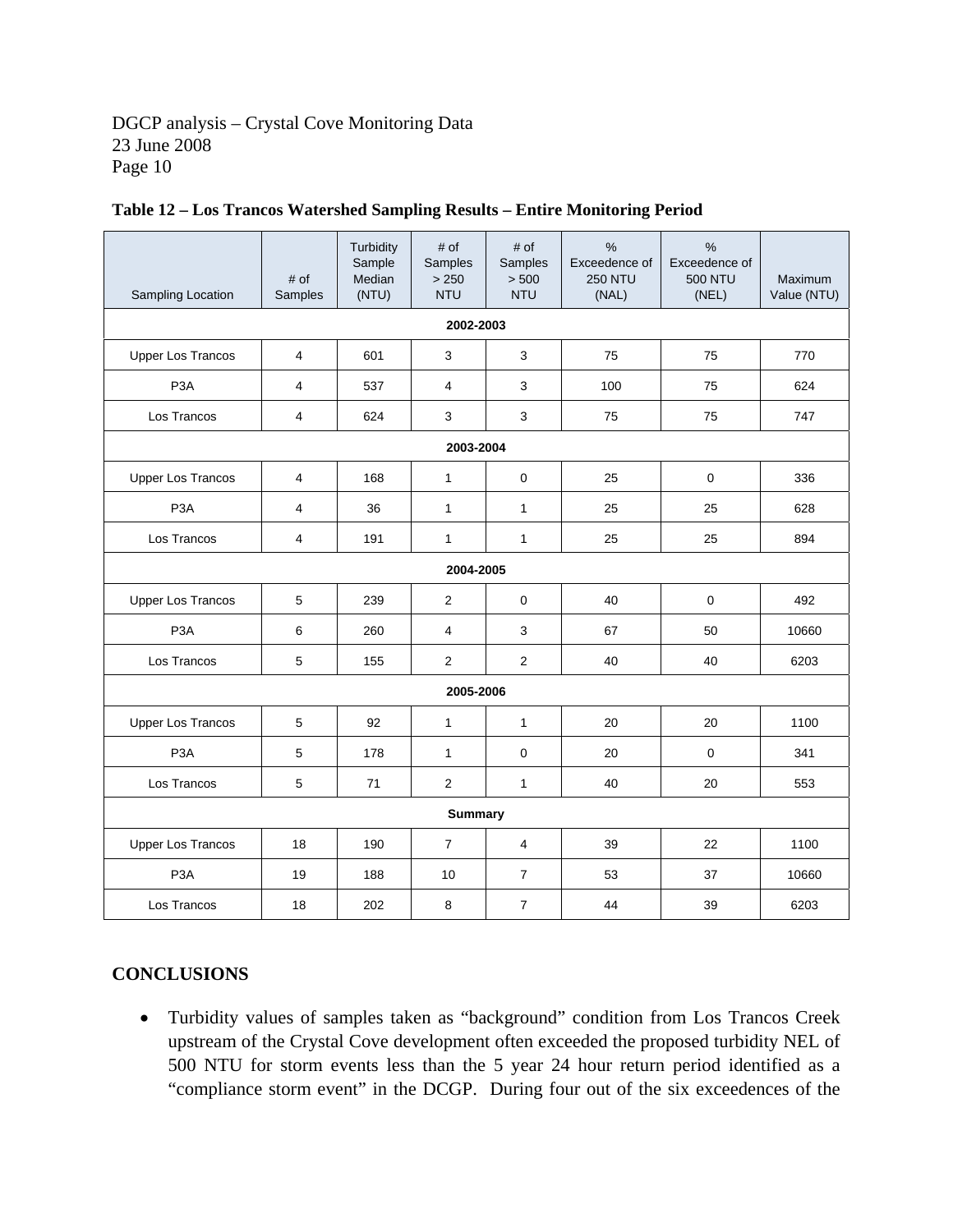**Table 12 – Los Trancos Watershed Sampling Results – Entire Monitoring Period**

| Sampling Location | # of Samples | Turbidity Sample Median (NTU) | # of Samples > 250 NTU | # of Samples > 500 NTU | % Exceedence of 250 NTU (NAL) | % Exceedence of 500 NTU (NEL) | Maximum Value (NTU) |
|---|---|---|---|---|---|---|---|
| **2002-2003** | | | | | | | |
| Upper Los Trancos | 4 | 601 | 3 | 3 | 75 | 75 | 770 |
| P3A | 4 | 537 | 4 | 3 | 100 | 75 | 624 |
| Los Trancos | 4 | 624 | 3 | 3 | 75 | 75 | 747 |
| **2003-2004** | | | | | | | |
| Upper Los Trancos | 4 | 168 | 1 | 0 | 25 | 0 | 336 |
| P3A | 4 | 36 | 1 | 1 | 25 | 25 | 628 |
| Los Trancos | 4 | 191 | 1 | 1 | 25 | 25 | 894 |
| **2004-2005** | | | | | | | |
| Upper Los Trancos | 5 | 239 | 2 | 0 | 40 | 0 | 492 |
| P3A | 6 | 260 | 4 | 3 | 67 | 50 | 10660 |
| Los Trancos | 5 | 155 | 2 | 2 | 40 | 40 | 6203 |
| **2005-2006** | | | | | | | |
| Upper Los Trancos | 5 | 92 | 1 | 1 | 20 | 20 | 1100 |
| P3A | 5 | 178 | 1 | 0 | 20 | 0 | 341 |
| Los Trancos | 5 | 71 | 2 | 1 | 40 | 20 | 553 |
| **Summary** | | | | | | | |
| Upper Los Trancos | 18 | 190 | 7 | 4 | 39 | 22 | 1100 |
| P3A | 19 | 188 | 10 | 7 | 53 | 37 | 10660 |
| Los Trancos | 18 | 202 | 8 | 7 | 44 | 39 | 6203 |

## CONCLUSIONS

- Turbidity values of samples taken as "background" condition from Los Trancos Creek upstream of the Crystal Cove development often exceeded the proposed turbidity NEL of 500 NTU for storm events less than the 5 year 24 hour return period identified as a "compliance storm event" in the DCGP. During four out of the six exceedences of the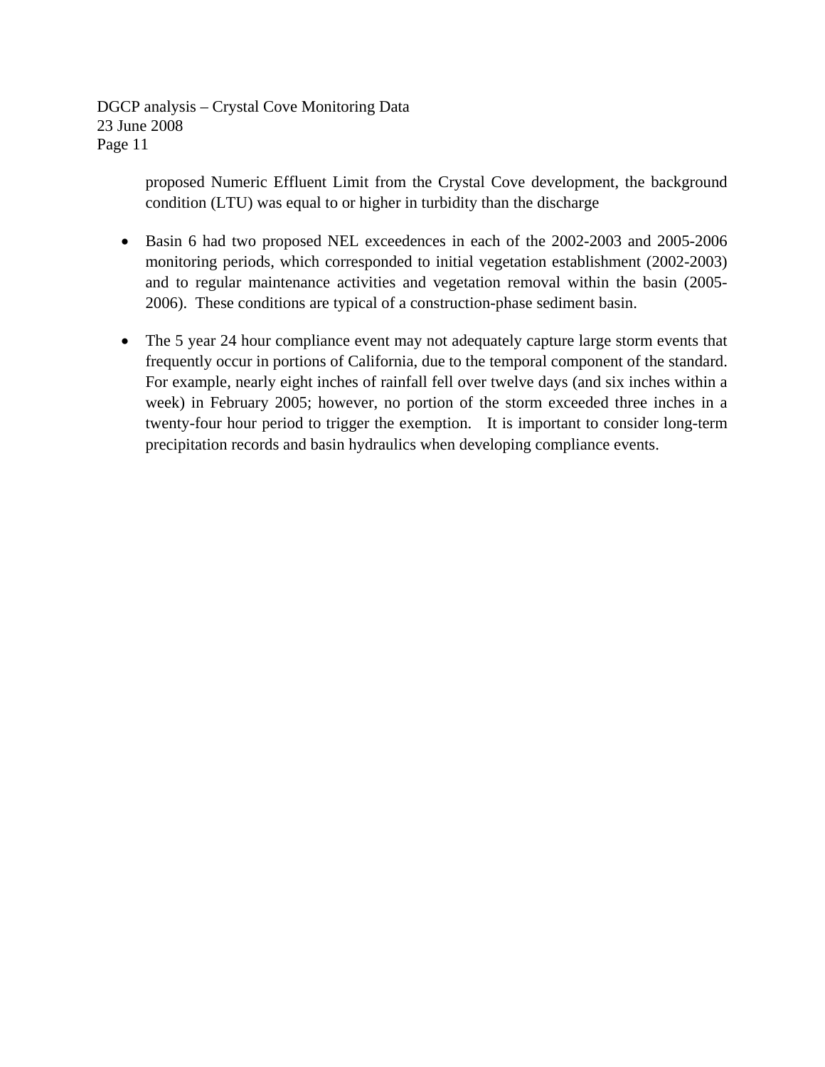proposed Numeric Effluent Limit from the Crystal Cove development, the background condition (LTU) was equal to or higher in turbidity than the discharge

- Basin 6 had two proposed NEL exceedences in each of the 2002-2003 and 2005-2006 monitoring periods, which corresponded to initial vegetation establishment (2002-2003) and to regular maintenance activities and vegetation removal within the basin (2005-2006). These conditions are typical of a construction-phase sediment basin.

- The 5 year 24 hour compliance event may not adequately capture large storm events that frequently occur in portions of California, due to the temporal component of the standard. For example, nearly eight inches of rainfall fell over twelve days (and six inches within a week) in February 2005; however, no portion of the storm exceeded three inches in a twenty-four hour period to trigger the exemption. It is important to consider long-term precipitation records and basin hydraulics when developing compliance events.